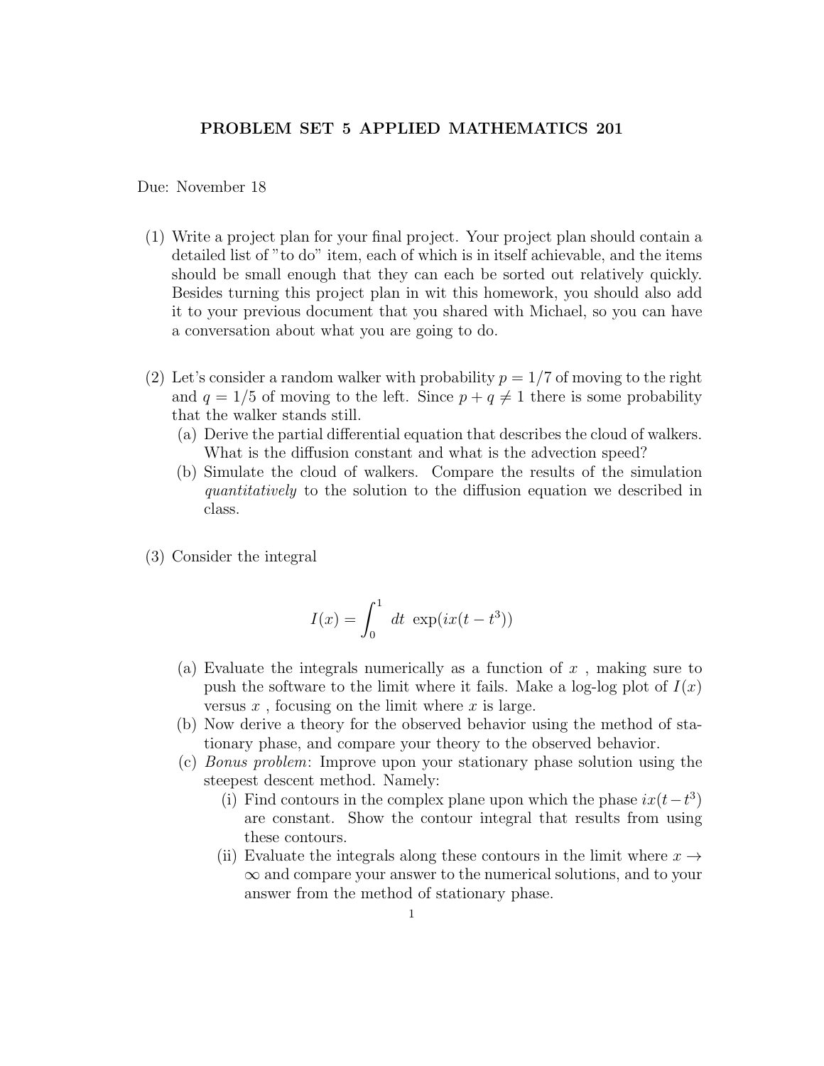# PROBLEM SET 5 APPLIED MATHEMATICS 201

Due: November 18

(1) Write a project plan for your final project. Your project plan should contain a detailed list of "to do" item, each of which is in itself achievable, and the items should be small enough that they can each be sorted out relatively quickly. Besides turning this project plan in wit this homework, you should also add it to your previous document that you shared with Michael, so you can have a conversation about what you are going to do.

(2) Let's consider a random walker with probability $p = 1/7$ of moving to the right and $q = 1/5$ of moving to the left. Since $p + q \neq 1$ there is some probability that the walker stands still.
   (a) Derive the partial differential equation that describes the cloud of walkers. What is the diffusion constant and what is the advection speed?
   (b) Simulate the cloud of walkers. Compare the results of the simulation *quantitatively* to the solution to the diffusion equation we described in class.

(3) Consider the integral

$$I(x) = \int_0^1 dt \ \exp(ix(t - t^3))$$

   (a) Evaluate the integrals numerically as a function of $x$ , making sure to push the software to the limit where it fails. Make a log-log plot of $I(x)$ versus $x$ , focusing on the limit where $x$ is large.
   (b) Now derive a theory for the observed behavior using the method of stationary phase, and compare your theory to the observed behavior.
   (c) *Bonus problem*: Improve upon your stationary phase solution using the steepest descent method. Namely:
      (i) Find contours in the complex plane upon which the phase $ix(t-t^3)$ are constant. Show the contour integral that results from using these contours.
      (ii) Evaluate the integrals along these contours in the limit where $x \to \infty$ and compare your answer to the numerical solutions, and to your answer from the method of stationary phase.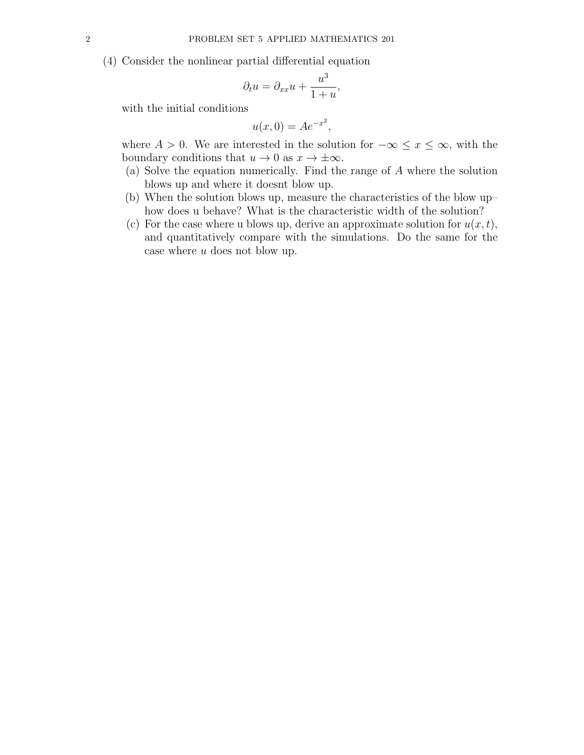(4) Consider the nonlinear partial differential equation

$$\partial_t u = \partial_{xx} u + \frac{u^3}{1+u},$$

with the initial conditions

$$u(x,0) = Ae^{-x^2},$$

where $A > 0$. We are interested in the solution for $-\infty \leq x \leq \infty$, with the boundary conditions that $u \to 0$ as $x \to \pm\infty$.

(a) Solve the equation numerically. Find the range of $A$ where the solution blows up and where it doesnt blow up.

(b) When the solution blows up, measure the characteristics of the blow up– how does u behave? What is the characteristic width of the solution?

(c) For the case where u blows up, derive an approximate solution for $u(x,t)$, and quantitatively compare with the simulations. Do the same for the case where $u$ does not blow up.